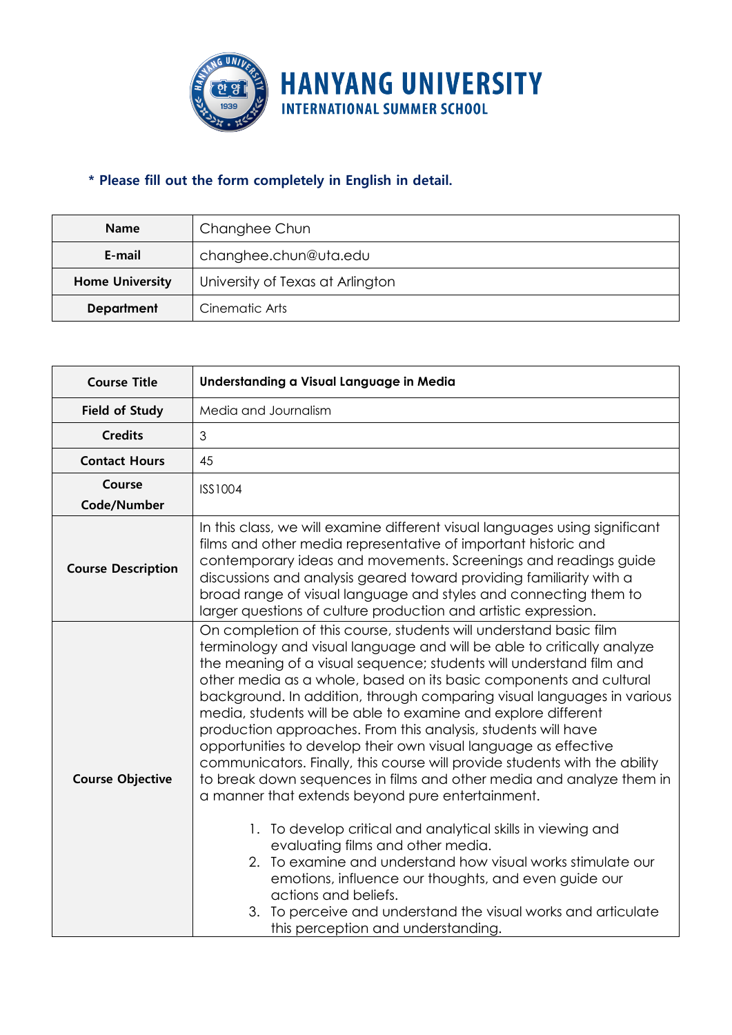# HANYANG UNIVERSITY
## INTERNATIONAL SUMMER SCHOOL

**\* Please fill out the form completely in English in detail.**

| **Name** | Changhee Chun |
|---|---|
| **E-mail** | changhee.chun@uta.edu |
| **Home University** | University of Texas at Arlington |
| **Department** | Cinematic Arts |

| **Course Title** | **Understanding a Visual Language in Media** |
|---|---|
| **Field of Study** | Media and Journalism |
| **Credits** | 3 |
| **Contact Hours** | 45 |
| **Course Code/Number** | ISS1004 |
| **Course Description** | In this class, we will examine different visual languages using significant films and other media representative of important historic and contemporary ideas and movements. Screenings and readings guide discussions and analysis geared toward providing familiarity with a broad range of visual language and styles and connecting them to larger questions of culture production and artistic expression. |
| **Course Objective** | On completion of this course, students will understand basic film terminology and visual language and will be able to critically analyze the meaning of a visual sequence; students will understand film and other media as a whole, based on its basic components and cultural background. In addition, through comparing visual languages in various media, students will be able to examine and explore different production approaches. From this analysis, students will have opportunities to develop their own visual language as effective communicators. Finally, this course will provide students with the ability to break down sequences in films and other media and analyze them in a manner that extends beyond pure entertainment.<br><br>1. To develop critical and analytical skills in viewing and evaluating films and other media.<br>2. To examine and understand how visual works stimulate our emotions, influence our thoughts, and even guide our actions and beliefs.<br>3. To perceive and understand the visual works and articulate this perception and understanding. |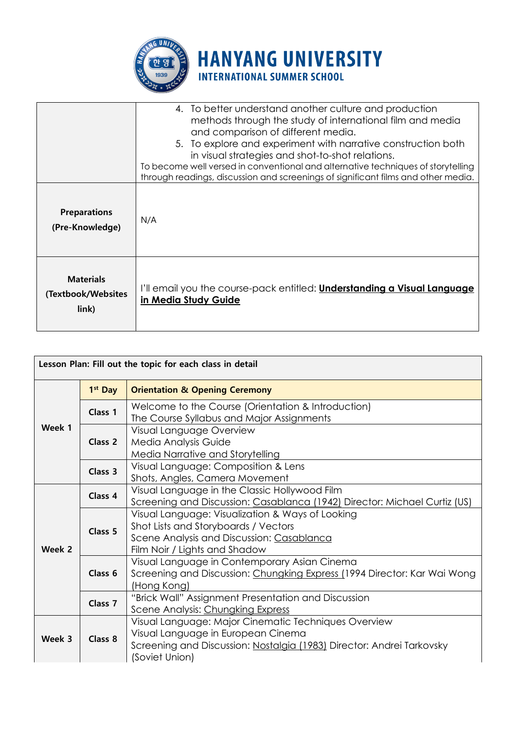| | 4. To better understand another culture and production methods through the study of international film and media and comparison of different media.<br>5. To explore and experiment with narrative construction both in visual strategies and shot-to-shot relations.<br>To become well versed in conventional and alternative techniques of storytelling through readings, discussion and screenings of significant films and other media. |
|---|---|
| **Preparations (Pre-Knowledge)** | N/A |
| **Materials (Textbook/Websites link)** | I'll email you the course-pack entitled: **Understanding a Visual Language in Media Study Guide** |

| Lesson Plan: Fill out the topic for each class in detail | | |
|---|---|---|
| **Week 1** | **1st Day** | **Orientation & Opening Ceremony** |
| | **Class 1** | Welcome to the Course (Orientation & Introduction)<br>The Course Syllabus and Major Assignments |
| | **Class 2** | Visual Language Overview<br>Media Analysis Guide<br>Media Narrative and Storytelling |
| | **Class 3** | Visual Language: Composition & Lens<br>Shots, Angles, Camera Movement |
| **Week 2** | **Class 4** | Visual Language in the Classic Hollywood Film<br>Screening and Discussion: Casablanca (1942) Director: Michael Curtiz (US) |
| | **Class 5** | Visual Language: Visualization & Ways of Looking<br>Shot Lists and Storyboards / Vectors<br>Scene Analysis and Discussion: Casablanca<br>Film Noir / Lights and Shadow |
| | **Class 6** | Visual Language in Contemporary Asian Cinema<br>Screening and Discussion: Chungking Express (1994 Director: Kar Wai Wong (Hong Kong) |
| | **Class 7** | "Brick Wall" Assignment Presentation and Discussion<br>Scene Analysis: Chungking Express |
| **Week 3** | **Class 8** | Visual Language: Major Cinematic Techniques Overview<br>Visual Language in European Cinema<br>Screening and Discussion: Nostalgia (1983) Director: Andrei Tarkovsky (Soviet Union) |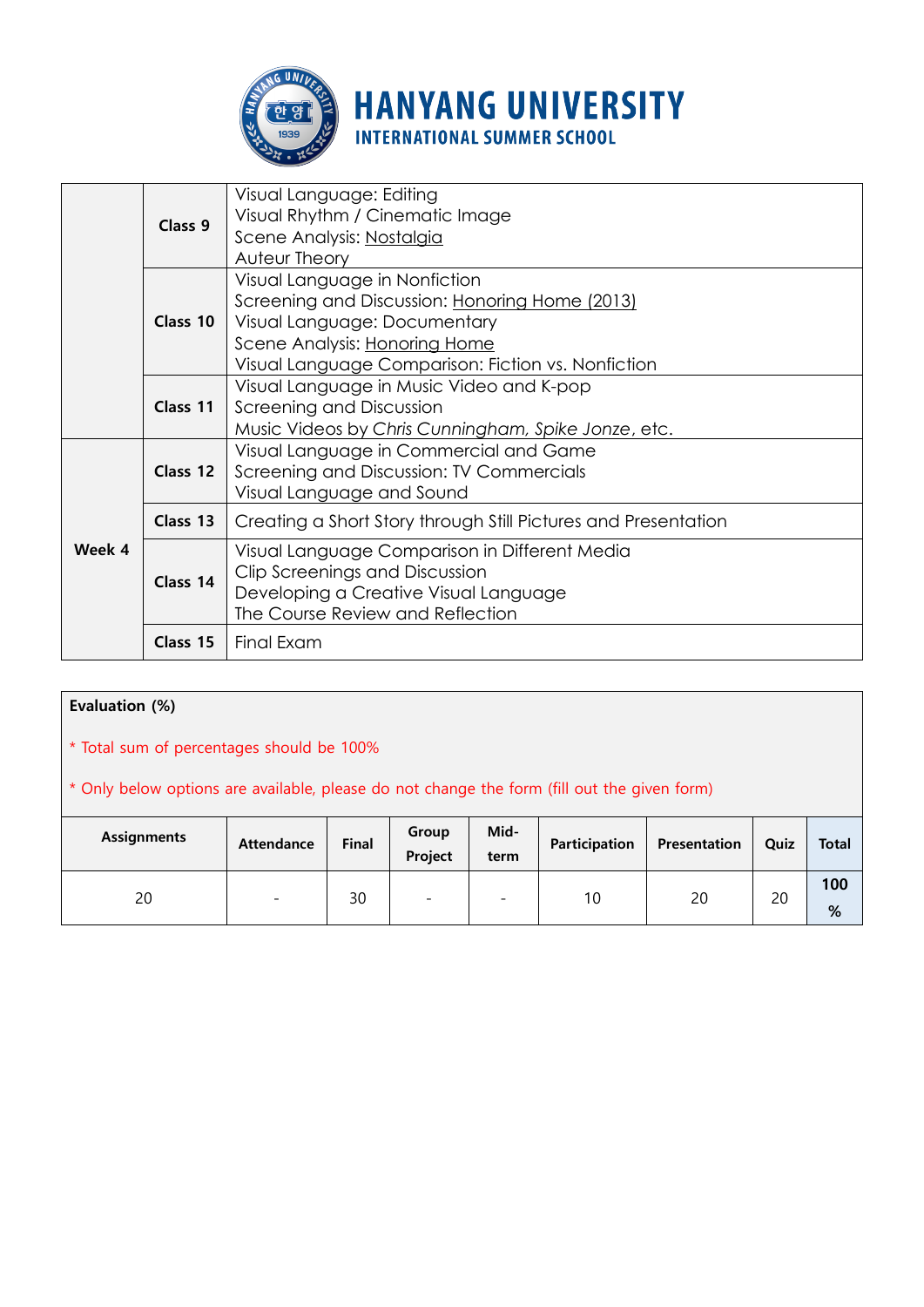| | | |
|---|---|---|
| | **Class 9** | Visual Language: Editing<br>Visual Rhythm / Cinematic Image<br>Scene Analysis: Nostalgia<br>Auteur Theory |
| | **Class 10** | Visual Language in Nonfiction<br>Screening and Discussion: Honoring Home (2013)<br>Visual Language: Documentary<br>Scene Analysis: Honoring Home<br>Visual Language Comparison: Fiction vs. Nonfiction |
| | **Class 11** | Visual Language in Music Video and K-pop<br>Screening and Discussion<br>Music Videos by *Chris Cunningham, Spike Jonze*, etc. |
| **Week 4** | **Class 12** | Visual Language in Commercial and Game<br>Screening and Discussion: TV Commercials<br>Visual Language and Sound |
| | **Class 13** | Creating a Short Story through Still Pictures and Presentation |
| | **Class 14** | Visual Language Comparison in Different Media<br>Clip Screenings and Discussion<br>Developing a Creative Visual Language<br>The Course Review and Reflection |
| | **Class 15** | Final Exam |

**Evaluation (%)**

* Total sum of percentages should be 100%

* Only below options are available, please do not change the form (fill out the given form)

| Assignments | Attendance | Final | Group Project | Mid-term | Participation | Presentation | Quiz | Total |
|---|---|---|---|---|---|---|---|---|
| 20 | - | 30 | - | - | 10 | 20 | 20 | 100 % |